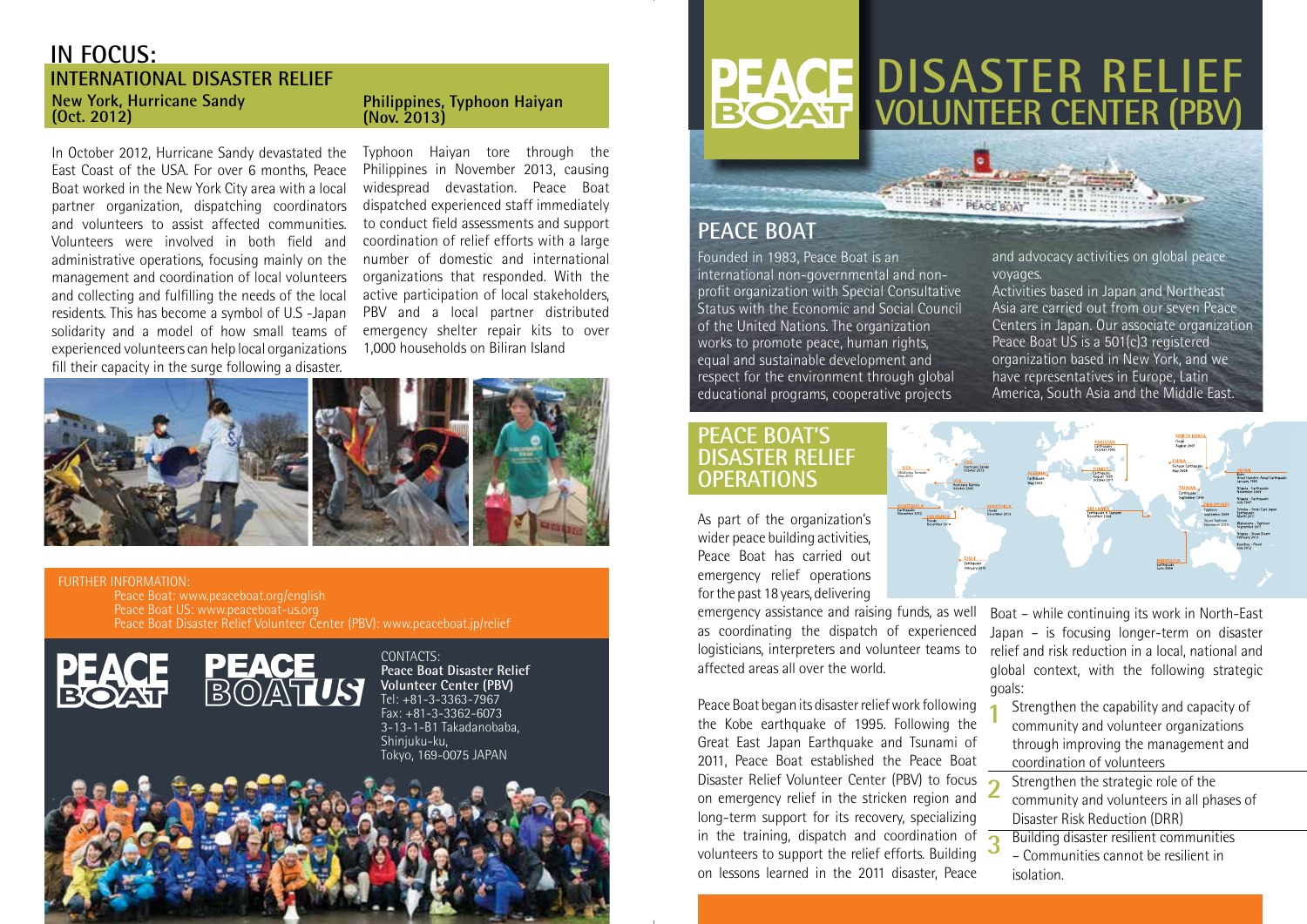# IN FOCUS:

## INTERNATIONAL DISASTER RELIEF

### New York, Hurricane Sandy (Oct. 2012)

In October 2012, Hurricane Sandy devastated the East Coast of the USA. For over 6 months, Peace Boat worked in the New York City area with a local partner organization, dispatching coordinators and volunteers to assist affected communities. Volunteers were involved in both field and administrative operations, focusing mainly on the management and coordination of local volunteers and collecting and fulfilling the needs of the local residents. This has become a symbol of U.S -Japan solidarity and a model of how small teams of experienced volunteers can help local organizations fill their capacity in the surge following a disaster.

### Philippines, Typhoon Haiyan (Nov. 2013)

Typhoon Haiyan tore through the Philippines in November 2013, causing widespread devastation. Peace Boat dispatched experienced staff immediately to conduct field assessments and support coordination of relief efforts with a large number of domestic and international organizations that responded. With the active participation of local stakeholders, PBV and a local partner distributed emergency shelter repair kits to over 1,000 households on Biliran Island

FURTHER INFORMATION:
Peace Boat: www.peaceboat.org/english
Peace Boat US: www.peaceboat-us.org
Peace Boat Disaster Relief Volunteer Center (PBV): www.peaceboat.jp/relief

CONTACTS:
**Peace Boat Disaster Relief Volunteer Center (PBV)**
Tel: +81-3-3363-7967
Fax: +81-3-3362-6073
3-13-1-B1 Takadanobaba,
Shinjuku-ku,
Tokyo, 169-0075 JAPAN

# PEACE BOAT DISASTER RELIEF VOLUNTEER CENTER (PBV)

## PEACE BOAT

Founded in 1983, Peace Boat is an international non-governmental and non-profit organization with Special Consultative Status with the Economic and Social Council of the United Nations. The organization works to promote peace, human rights, equal and sustainable development and respect for the environment through global educational programs, cooperative projects and advocacy activities on global peace voyages.
Activities based in Japan and Northeast Asia are carried out from our seven Peace Centers in Japan. Our associate organization Peace Boat US is a 501(c)3 registered organization based in New York, and we have representatives in Europe, Latin America, South Asia and the Middle East.

## PEACE BOAT'S DISASTER RELIEF OPERATIONS

As part of the organization's wider peace building activities, Peace Boat has carried out emergency relief operations for the past 18 years, delivering emergency assistance and raising funds, as well as coordinating the dispatch of experienced logisticians, interpreters and volunteer teams to affected areas all over the world.

Peace Boat began its disaster relief work following the Kobe earthquake of 1995. Following the Great East Japan Earthquake and Tsunami of 2011, Peace Boat established the Peace Boat Disaster Relief Volunteer Center (PBV) to focus on emergency relief in the stricken region and long-term support for its recovery, specializing in the training, dispatch and coordination of volunteers to support the relief efforts. Building on lessons learned in the 2011 disaster, Peace Boat – while continuing its work in North-East Japan – is focusing longer-term on disaster relief and risk reduction in a local, national and global context, with the following strategic goals:

1. Strengthen the capability and capacity of community and volunteer organizations through improving the management and coordination of volunteers
2. Strengthen the strategic role of the community and volunteers in all phases of Disaster Risk Reduction (DRR)
3. Building disaster resilient communities – Communities cannot be resilient in isolation.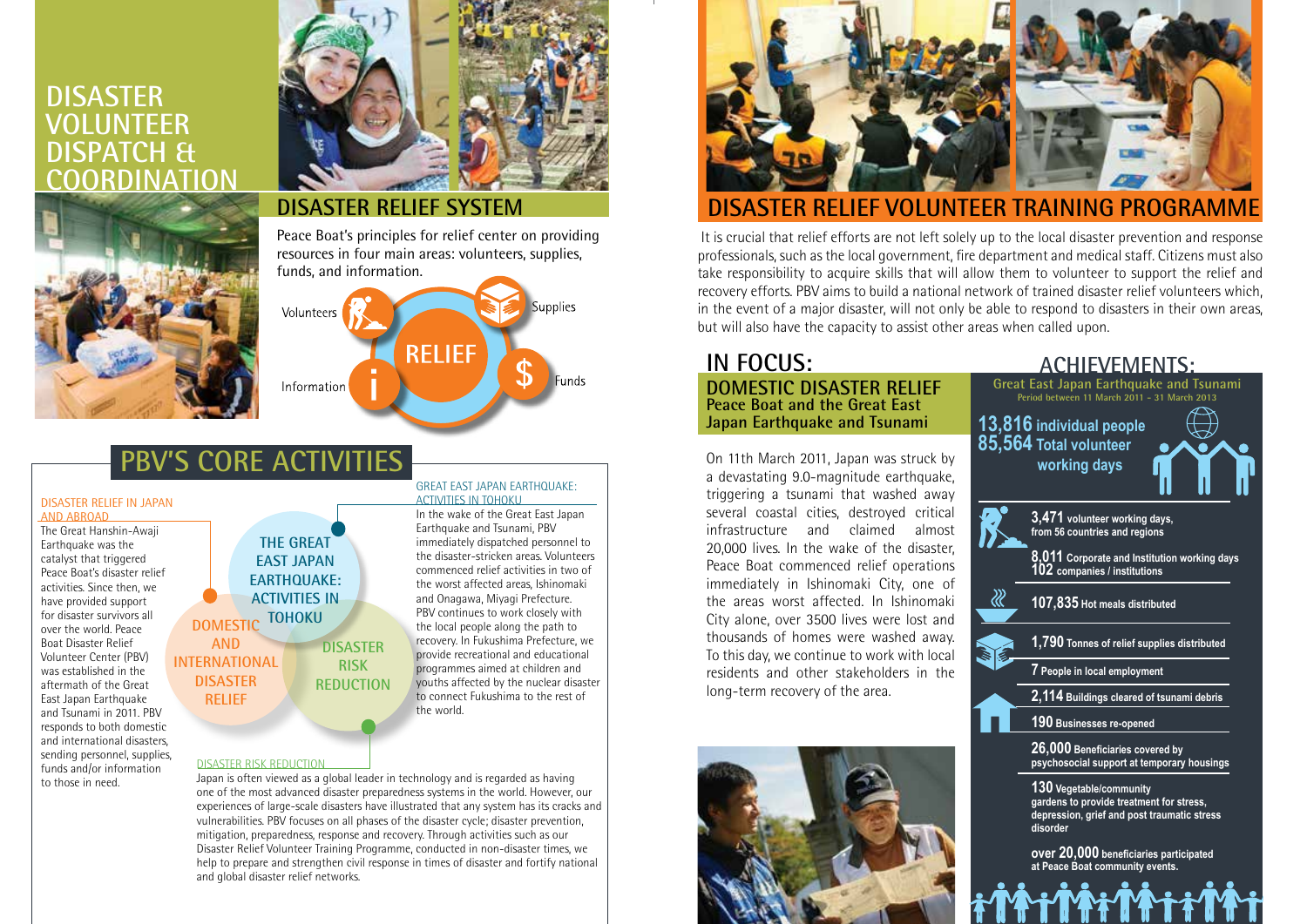# DISASTER VOLUNTEER DISPATCH & COORDINATION

## DISASTER RELIEF SYSTEM

Peace Boat's principles for relief center on providing resources in four main areas: volunteers, supplies, funds, and information.

Volunteers
Supplies
RELIEF
Information
Funds

## PBV'S CORE ACTIVITIES

### DISASTER RELIEF IN JAPAN AND ABROAD

The Great Hanshin-Awaji Earthquake was the catalyst that triggered Peace Boat's disaster relief activities. Since then, we have provided support for disaster survivors all over the world. Peace Boat Disaster Relief Volunteer Center (PBV) was established in the aftermath of the Great East Japan Earthquake and Tsunami in 2011. PBV responds to both domestic and international disasters, sending personnel, supplies, funds and/or information to those in need.

THE GREAT EAST JAPAN EARTHQUAKE: ACTIVITIES IN TOHOKU
DOMESTIC AND INTERNATIONAL DISASTER RELIEF
DISASTER RISK REDUCTION

### GREAT EAST JAPAN EARTHQUAKE: ACTIVITIES IN TOHOKU

In the wake of the Great East Japan Earthquake and Tsunami, PBV immediately dispatched personnel to the disaster-stricken areas. Volunteers commenced relief activities in two of the worst affected areas, Ishinomaki and Onagawa, Miyagi Prefecture. PBV continues to work closely with the local people along the path to recovery. In Fukushima Prefecture, we provide recreational and educational programmes aimed at children and youths affected by the nuclear disaster to connect Fukushima to the rest of the world.

### DISASTER RISK REDUCTION

Japan is often viewed as a global leader in technology and is regarded as having one of the most advanced disaster preparedness systems in the world. However, our experiences of large-scale disasters have illustrated that any system has its cracks and vulnerabilities. PBV focuses on all phases of the disaster cycle; disaster prevention, mitigation, preparedness, response and recovery. Through activities such as our Disaster Relief Volunteer Training Programme, conducted in non-disaster times, we help to prepare and strengthen civil response in times of disaster and fortify national and global disaster relief networks.

## DISASTER RELIEF VOLUNTEER TRAINING PROGRAMME

It is crucial that relief efforts are not left solely up to the local disaster prevention and response professionals, such as the local government, fire department and medical staff. Citizens must also take responsibility to acquire skills that will allow them to volunteer to support the relief and recovery efforts. PBV aims to build a national network of trained disaster relief volunteers which, in the event of a major disaster, will not only be able to respond to disasters in their own areas, but will also have the capacity to assist other areas when called upon.

## IN FOCUS:

### DOMESTIC DISASTER RELIEF

**Peace Boat and the Great East Japan Earthquake and Tsunami**

On 11th March 2011, Japan was struck by a devastating 9.0-magnitude earthquake, triggering a tsunami that washed away several coastal cities, destroyed critical infrastructure and claimed almost 20,000 lives. In the wake of the disaster, Peace Boat commenced relief operations immediately in Ishinomaki City, one of the areas worst affected. In Ishinomaki City alone, over 3500 lives were lost and thousands of homes were washed away. To this day, we continue to work with local residents and other stakeholders in the long-term recovery of the area.

## ACHIEVEMENTS:

**Great East Japan Earthquake and Tsunami**
Period between 11 March 2011 - 31 March 2013

**13,816** individual people
**85,564** Total volunteer working days

**3,471** volunteer working days, from 56 countries and regions

**8,011** Corporate and Institution working days
**102** companies / institutions

**107,835** Hot meals distributed

**1,790** Tonnes of relief supplies distributed

**7** People in local employment

**2,114** Buildings cleared of tsunami debris

**190** Businesses re-opened

**26,000** Beneficiaries covered by psychosocial support at temporary housings

**130** Vegetable/community gardens to provide treatment for stress, depression, grief and post traumatic stress disorder

**over 20,000** beneficiaries participated at Peace Boat community events.